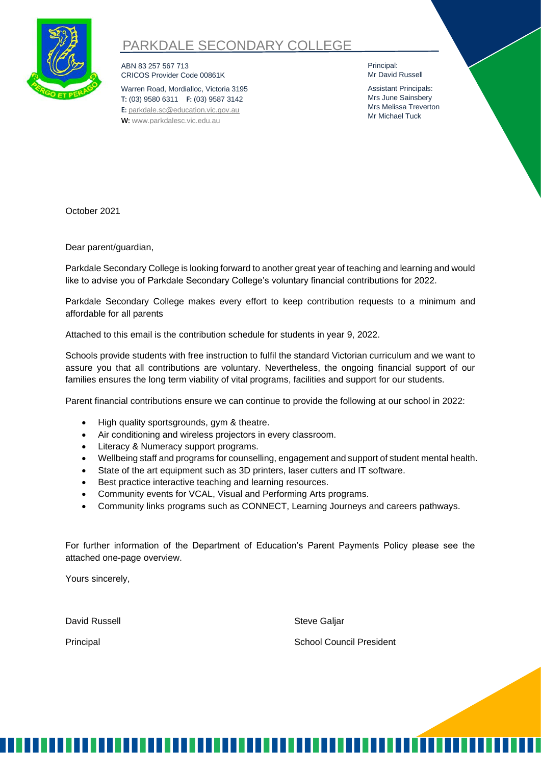# PARKDALE SECONDARY COLLEGE

ABN 83 257 567 713
CRICOS Provider Code 00861K

Warren Road, Mordialloc, Victoria 3195
**T:** (03) 9580 6311 **F:** (03) 9587 3142
**E:** parkdale.sc@education.vic.gov.au
**W:** www.parkdalesc.vic.edu.au

Principal:
Mr David Russell

Assistant Principals:
Mrs June Sainsbery
Mrs Melissa Treverton
Mr Michael Tuck

October 2021

Dear parent/guardian,

Parkdale Secondary College is looking forward to another great year of teaching and learning and would like to advise you of Parkdale Secondary College's voluntary financial contributions for 2022.

Parkdale Secondary College makes every effort to keep contribution requests to a minimum and affordable for all parents

Attached to this email is the contribution schedule for students in year 9, 2022.

Schools provide students with free instruction to fulfil the standard Victorian curriculum and we want to assure you that all contributions are voluntary. Nevertheless, the ongoing financial support of our families ensures the long term viability of vital programs, facilities and support for our students.

Parent financial contributions ensure we can continue to provide the following at our school in 2022:

- High quality sportsgrounds, gym & theatre.
- Air conditioning and wireless projectors in every classroom.
- Literacy & Numeracy support programs.
- Wellbeing staff and programs for counselling, engagement and support of student mental health.
- State of the art equipment such as 3D printers, laser cutters and IT software.
- Best practice interactive teaching and learning resources.
- Community events for VCAL, Visual and Performing Arts programs.
- Community links programs such as CONNECT, Learning Journeys and careers pathways.

For further information of the Department of Education's Parent Payments Policy please see the attached one-page overview.

Yours sincerely,

David Russell
Principal

Steve Galjar
School Council President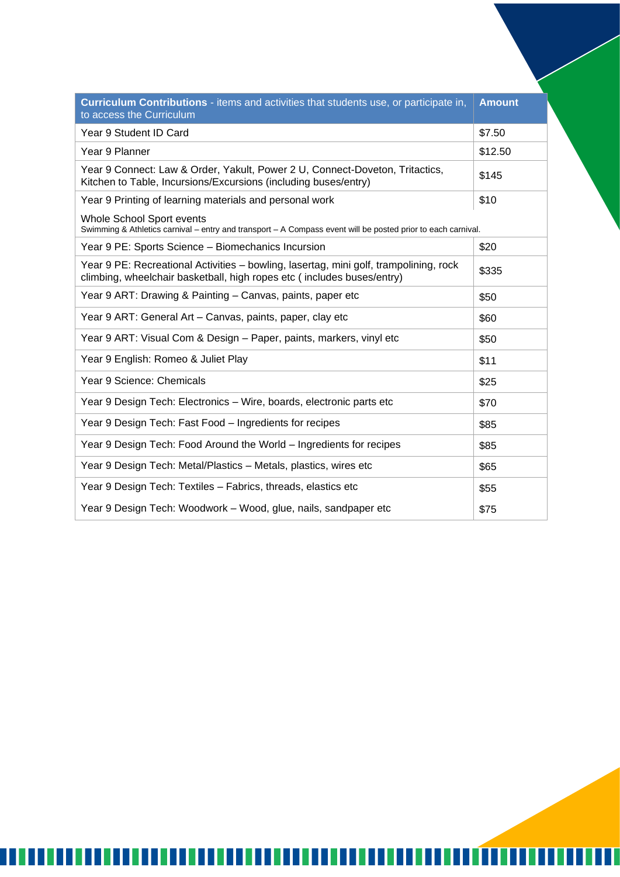| **Curriculum Contributions** - items and activities that students use, or participate in, to access the Curriculum | **Amount** |
|---|---|
| Year 9 Student ID Card | $7.50 |
| Year 9 Planner | $12.50 |
| Year 9 Connect: Law & Order, Yakult, Power 2 U, Connect-Doveton, Tritactics, Kitchen to Table, Incursions/Excursions (including buses/entry) | $145 |
| Year 9 Printing of learning materials and personal work | $10 |
| Whole School Sport events<br>Swimming & Athletics carnival – entry and transport – A Compass event will be posted prior to each carnival. | |
| Year 9 PE: Sports Science – Biomechanics Incursion | $20 |
| Year 9 PE: Recreational Activities – bowling, lasertag, mini golf, trampolining, rock climbing, wheelchair basketball, high ropes etc ( includes buses/entry) | $335 |
| Year 9 ART: Drawing & Painting – Canvas, paints, paper etc | $50 |
| Year 9 ART: General Art – Canvas, paints, paper, clay etc | $60 |
| Year 9 ART: Visual Com & Design – Paper, paints, markers, vinyl etc | $50 |
| Year 9 English: Romeo & Juliet Play | $11 |
| Year 9 Science: Chemicals | $25 |
| Year 9 Design Tech: Electronics – Wire, boards, electronic parts etc | $70 |
| Year 9 Design Tech: Fast Food – Ingredients for recipes | $85 |
| Year 9 Design Tech: Food Around the World – Ingredients for recipes | $85 |
| Year 9 Design Tech: Metal/Plastics – Metals, plastics, wires etc | $65 |
| Year 9 Design Tech: Textiles – Fabrics, threads, elastics etc | $55 |
| Year 9 Design Tech: Woodwork – Wood, glue, nails, sandpaper etc | $75 |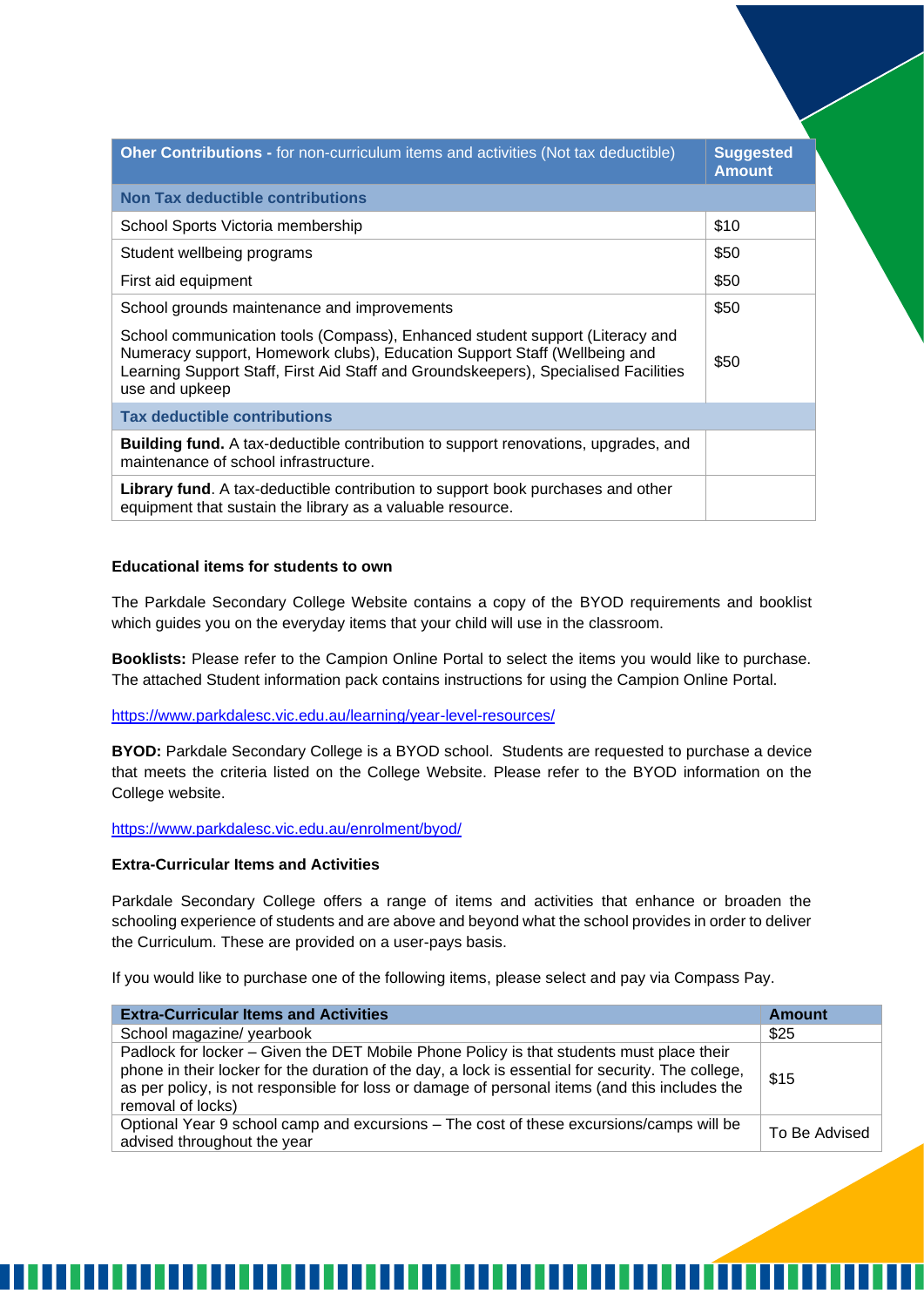| **Oher Contributions -** for non-curriculum items and activities (Not tax deductible) | **Suggested Amount** |
|---|---|
| **Non Tax deductible contributions** | |
| School Sports Victoria membership | $10 |
| Student wellbeing programs | $50 |
| First aid equipment | $50 |
| School grounds maintenance and improvements | $50 |
| School communication tools (Compass), Enhanced student support (Literacy and Numeracy support, Homework clubs), Education Support Staff (Wellbeing and Learning Support Staff, First Aid Staff and Groundskeepers), Specialised Facilities use and upkeep | $50 |
| **Tax deductible contributions** | |
| **Building fund.** A tax-deductible contribution to support renovations, upgrades, and maintenance of school infrastructure. | |
| **Library fund**. A tax-deductible contribution to support book purchases and other equipment that sustain the library as a valuable resource. | |

**Educational items for students to own**

The Parkdale Secondary College Website contains a copy of the BYOD requirements and booklist which guides you on the everyday items that your child will use in the classroom.

**Booklists:** Please refer to the Campion Online Portal to select the items you would like to purchase. The attached Student information pack contains instructions for using the Campion Online Portal.

https://www.parkdalesc.vic.edu.au/learning/year-level-resources/

**BYOD:** Parkdale Secondary College is a BYOD school. Students are requested to purchase a device that meets the criteria listed on the College Website. Please refer to the BYOD information on the College website.

https://www.parkdalesc.vic.edu.au/enrolment/byod/

**Extra-Curricular Items and Activities**

Parkdale Secondary College offers a range of items and activities that enhance or broaden the schooling experience of students and are above and beyond what the school provides in order to deliver the Curriculum. These are provided on a user-pays basis.

If you would like to purchase one of the following items, please select and pay via Compass Pay.

| **Extra-Curricular Items and Activities** | **Amount** |
|---|---|
| School magazine/ yearbook | $25 |
| Padlock for locker – Given the DET Mobile Phone Policy is that students must place their phone in their locker for the duration of the day, a lock is essential for security. The college, as per policy, is not responsible for loss or damage of personal items (and this includes the removal of locks) | $15 |
| Optional Year 9 school camp and excursions – The cost of these excursions/camps will be advised throughout the year | To Be Advised |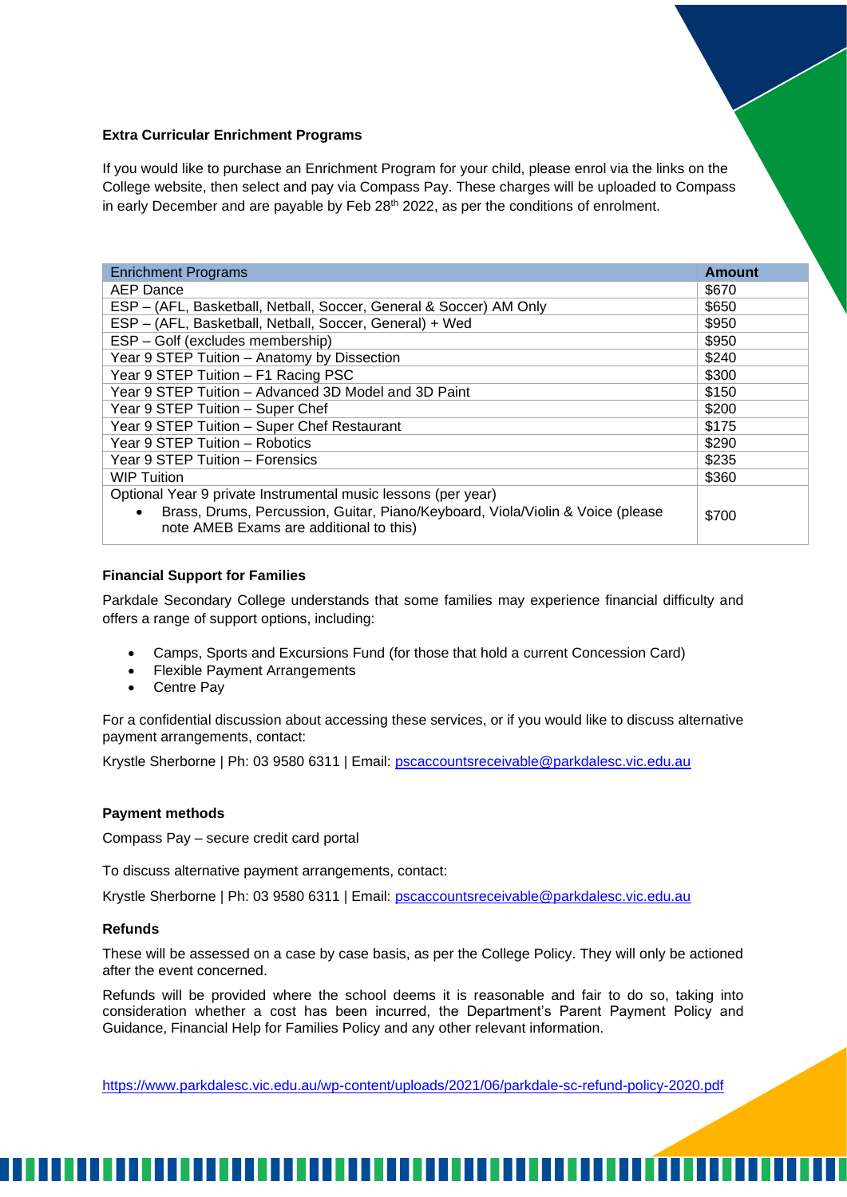**Extra Curricular Enrichment Programs**

If you would like to purchase an Enrichment Program for your child, please enrol via the links on the College website, then select and pay via Compass Pay. These charges will be uploaded to Compass in early December and are payable by Feb 28th 2022, as per the conditions of enrolment.

| Enrichment Programs | Amount |
|---|---|
| AEP Dance | $670 |
| ESP – (AFL, Basketball, Netball, Soccer, General & Soccer) AM Only | $650 |
| ESP – (AFL, Basketball, Netball, Soccer, General) + Wed | $950 |
| ESP – Golf (excludes membership) | $950 |
| Year 9 STEP Tuition – Anatomy by Dissection | $240 |
| Year 9 STEP Tuition – F1 Racing PSC | $300 |
| Year 9 STEP Tuition – Advanced 3D Model and 3D Paint | $150 |
| Year 9 STEP Tuition – Super Chef | $200 |
| Year 9 STEP Tuition – Super Chef Restaurant | $175 |
| Year 9 STEP Tuition – Robotics | $290 |
| Year 9 STEP Tuition – Forensics | $235 |
| WIP Tuition | $360 |
| Optional Year 9 private Instrumental music lessons (per year)<br>• Brass, Drums, Percussion, Guitar, Piano/Keyboard, Viola/Violin & Voice (please note AMEB Exams are additional to this) | $700 |

**Financial Support for Families**

Parkdale Secondary College understands that some families may experience financial difficulty and offers a range of support options, including:

- Camps, Sports and Excursions Fund (for those that hold a current Concession Card)
- Flexible Payment Arrangements
- Centre Pay

For a confidential discussion about accessing these services, or if you would like to discuss alternative payment arrangements, contact:

Krystle Sherborne | Ph: 03 9580 6311 | Email: pscaccountsreceivable@parkdalesc.vic.edu.au

**Payment methods**

Compass Pay – secure credit card portal

To discuss alternative payment arrangements, contact:

Krystle Sherborne | Ph: 03 9580 6311 | Email: pscaccountsreceivable@parkdalesc.vic.edu.au

**Refunds**

These will be assessed on a case by case basis, as per the College Policy. They will only be actioned after the event concerned.

Refunds will be provided where the school deems it is reasonable and fair to do so, taking into consideration whether a cost has been incurred, the Department's Parent Payment Policy and Guidance, Financial Help for Families Policy and any other relevant information.

https://www.parkdalesc.vic.edu.au/wp-content/uploads/2021/06/parkdale-sc-refund-policy-2020.pdf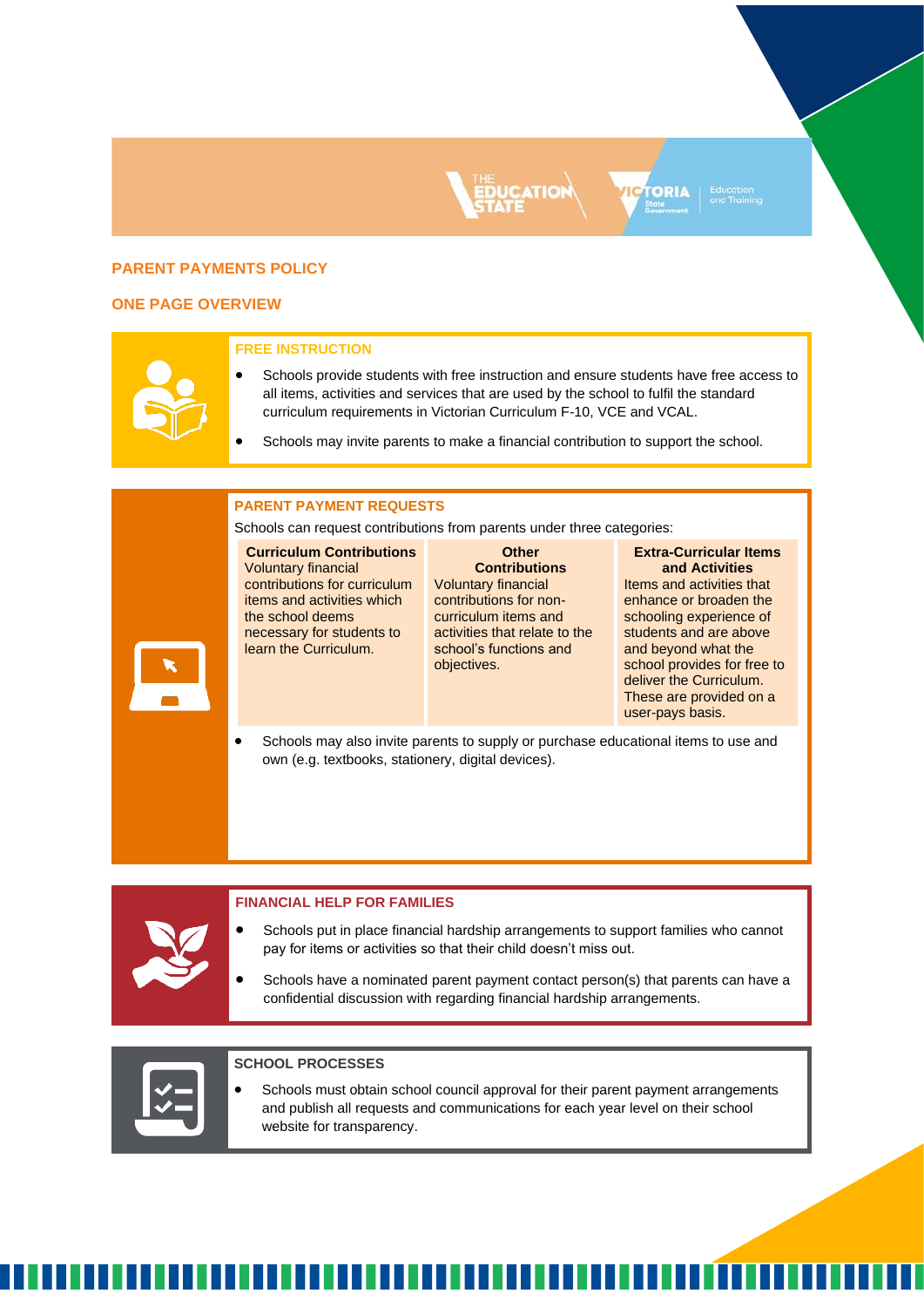## PARENT PAYMENTS POLICY

## ONE PAGE OVERVIEW

### FREE INSTRUCTION

- Schools provide students with free instruction and ensure students have free access to all items, activities and services that are used by the school to fulfil the standard curriculum requirements in Victorian Curriculum F-10, VCE and VCAL.
- Schools may invite parents to make a financial contribution to support the school.

### PARENT PAYMENT REQUESTS

Schools can request contributions from parents under three categories:

| Curriculum Contributions | Other Contributions | Extra-Curricular Items and Activities |
|---|---|---|
| Voluntary financial contributions for curriculum items and activities which the school deems necessary for students to learn the Curriculum. | Voluntary financial contributions for non-curriculum items and activities that relate to the school's functions and objectives. | Items and activities that enhance or broaden the schooling experience of students and are above and beyond what the school provides for free to deliver the Curriculum. These are provided on a user-pays basis. |

- Schools may also invite parents to supply or purchase educational items to use and own (e.g. textbooks, stationery, digital devices).

### FINANCIAL HELP FOR FAMILIES

- Schools put in place financial hardship arrangements to support families who cannot pay for items or activities so that their child doesn't miss out.
- Schools have a nominated parent payment contact person(s) that parents can have a confidential discussion with regarding financial hardship arrangements.

### SCHOOL PROCESSES

- Schools must obtain school council approval for their parent payment arrangements and publish all requests and communications for each year level on their school website for transparency.